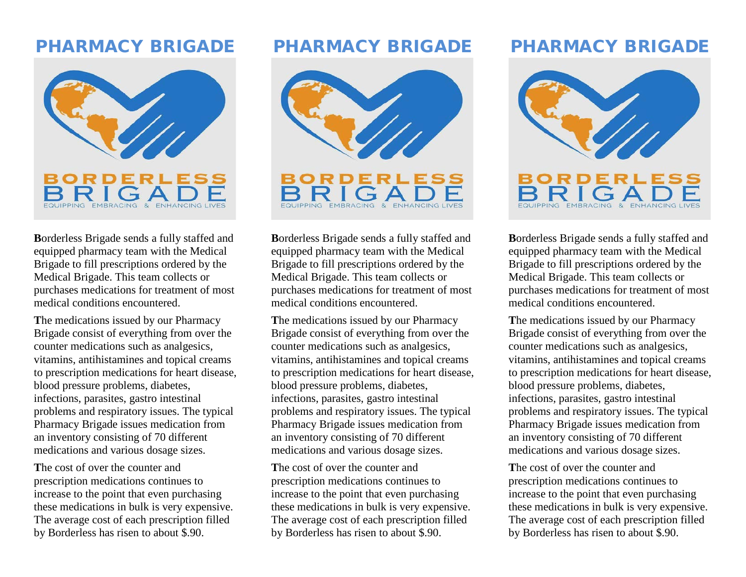# PHARMACY BRIGADE

BORDERLESS BRIGADE
EQUIPPING EMBRACING & ENHANCING LIVES

**B**orderless Brigade sends a fully staffed and equipped pharmacy team with the Medical Brigade to fill prescriptions ordered by the Medical Brigade. This team collects or purchases medications for treatment of most medical conditions encountered.

**T**he medications issued by our Pharmacy Brigade consist of everything from over the counter medications such as analgesics, vitamins, antihistamines and topical creams to prescription medications for heart disease, blood pressure problems, diabetes, infections, parasites, gastro intestinal problems and respiratory issues. The typical Pharmacy Brigade issues medication from an inventory consisting of 70 different medications and various dosage sizes.

**T**he cost of over the counter and prescription medications continues to increase to the point that even purchasing these medications in bulk is very expensive. The average cost of each prescription filled by Borderless has risen to about $.90.

# PHARMACY BRIGADE

BORDERLESS BRIGADE
EQUIPPING EMBRACING & ENHANCING LIVES

**B**orderless Brigade sends a fully staffed and equipped pharmacy team with the Medical Brigade to fill prescriptions ordered by the Medical Brigade. This team collects or purchases medications for treatment of most medical conditions encountered.

**T**he medications issued by our Pharmacy Brigade consist of everything from over the counter medications such as analgesics, vitamins, antihistamines and topical creams to prescription medications for heart disease, blood pressure problems, diabetes, infections, parasites, gastro intestinal problems and respiratory issues. The typical Pharmacy Brigade issues medication from an inventory consisting of 70 different medications and various dosage sizes.

**T**he cost of over the counter and prescription medications continues to increase to the point that even purchasing these medications in bulk is very expensive. The average cost of each prescription filled by Borderless has risen to about $.90.

# PHARMACY BRIGADE

BORDERLESS BRIGADE
EQUIPPING EMBRACING & ENHANCING LIVES

**B**orderless Brigade sends a fully staffed and equipped pharmacy team with the Medical Brigade to fill prescriptions ordered by the Medical Brigade. This team collects or purchases medications for treatment of most medical conditions encountered.

**T**he medications issued by our Pharmacy Brigade consist of everything from over the counter medications such as analgesics, vitamins, antihistamines and topical creams to prescription medications for heart disease, blood pressure problems, diabetes, infections, parasites, gastro intestinal problems and respiratory issues. The typical Pharmacy Brigade issues medication from an inventory consisting of 70 different medications and various dosage sizes.

**T**he cost of over the counter and prescription medications continues to increase to the point that even purchasing these medications in bulk is very expensive. The average cost of each prescription filled by Borderless has risen to about $.90.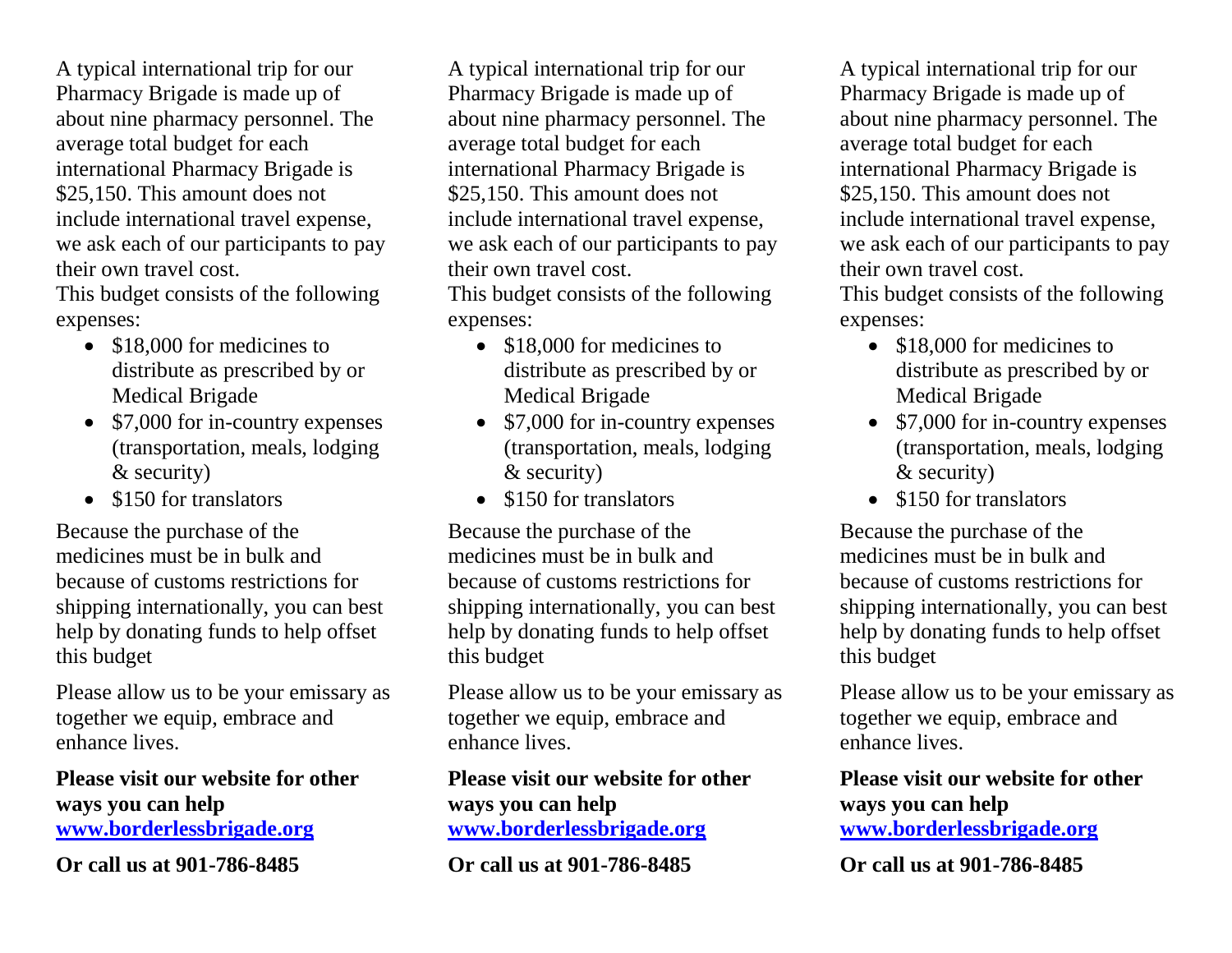A typical international trip for our Pharmacy Brigade is made up of about nine pharmacy personnel. The average total budget for each international Pharmacy Brigade is $25,150. This amount does not include international travel expense, we ask each of our participants to pay their own travel cost.
This budget consists of the following expenses:

- $18,000 for medicines to distribute as prescribed by or Medical Brigade
- $7,000 for in-country expenses (transportation, meals, lodging & security)
- $150 for translators

Because the purchase of the medicines must be in bulk and because of customs restrictions for shipping internationally, you can best help by donating funds to help offset this budget

Please allow us to be your emissary as together we equip, embrace and enhance lives.

**Please visit our website for other ways you can help**
**www.borderlessbrigade.org**

**Or call us at 901-786-8485**

A typical international trip for our Pharmacy Brigade is made up of about nine pharmacy personnel. The average total budget for each international Pharmacy Brigade is $25,150. This amount does not include international travel expense, we ask each of our participants to pay their own travel cost.
This budget consists of the following expenses:

- $18,000 for medicines to distribute as prescribed by or Medical Brigade
- $7,000 for in-country expenses (transportation, meals, lodging & security)
- $150 for translators

Because the purchase of the medicines must be in bulk and because of customs restrictions for shipping internationally, you can best help by donating funds to help offset this budget

Please allow us to be your emissary as together we equip, embrace and enhance lives.

**Please visit our website for other ways you can help**
**www.borderlessbrigade.org**

**Or call us at 901-786-8485**

A typical international trip for our Pharmacy Brigade is made up of about nine pharmacy personnel. The average total budget for each international Pharmacy Brigade is $25,150. This amount does not include international travel expense, we ask each of our participants to pay their own travel cost.
This budget consists of the following expenses:

- $18,000 for medicines to distribute as prescribed by or Medical Brigade
- $7,000 for in-country expenses (transportation, meals, lodging & security)
- $150 for translators

Because the purchase of the medicines must be in bulk and because of customs restrictions for shipping internationally, you can best help by donating funds to help offset this budget

Please allow us to be your emissary as together we equip, embrace and enhance lives.

**Please visit our website for other ways you can help**
**www.borderlessbrigade.org**

**Or call us at 901-786-8485**